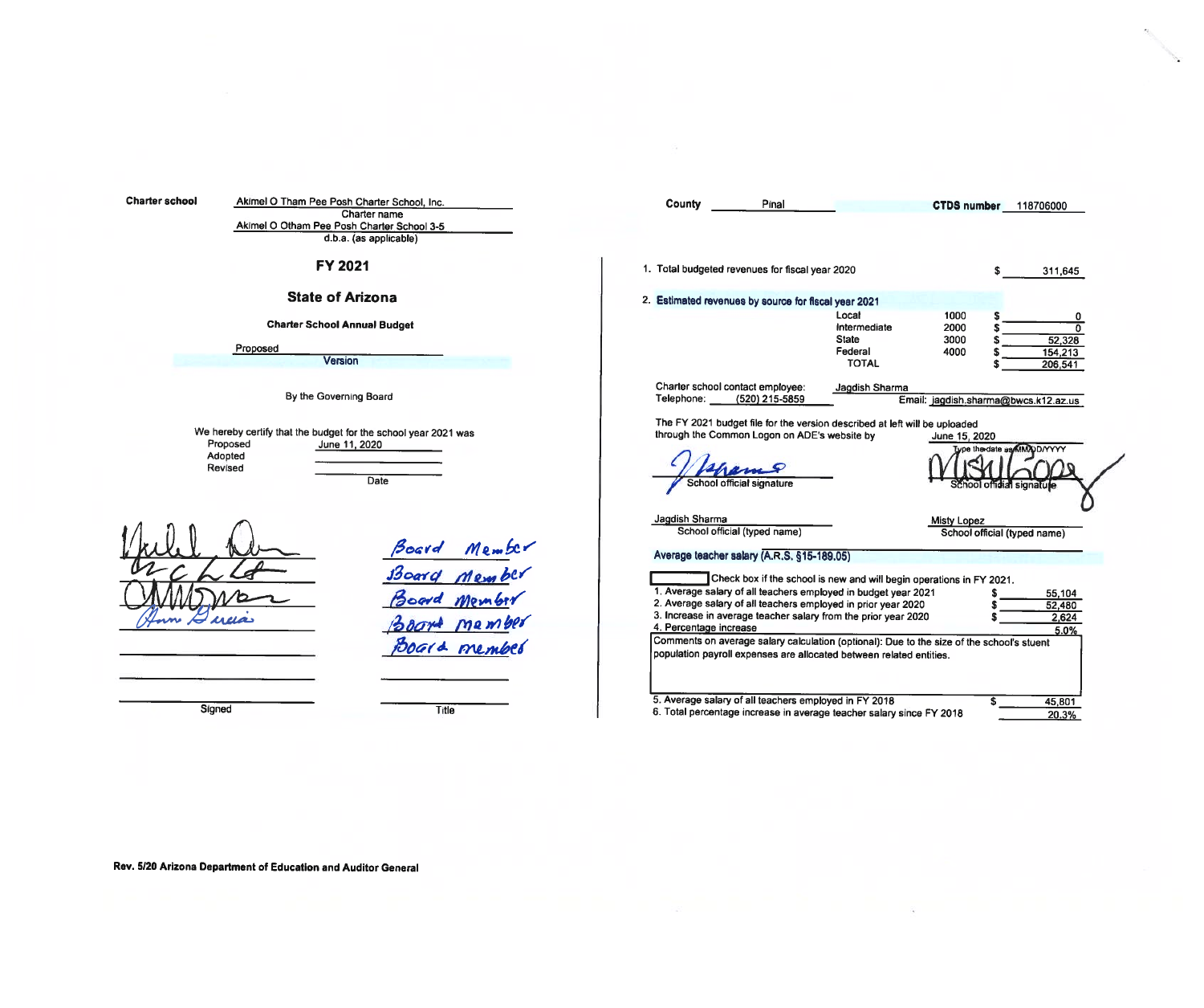**Charter school** Akimel O Tham Pee Posh Charter School, Inc.
Charter name

Akimel O Otham Pee Posh Charter School 3-5
d.b.a. (as applicable)

## FY 2021

## State of Arizona

### Charter School Annual Budget

Proposed
Version

By the Governing Board

We hereby certify that the budget for the school year 2021 was

| | Date |
|---|---|
| Proposed | June 11, 2020 |
| Adopted | |
| Revised | |

| Signed | Title |
|---|---|
| [signature] | Board Member |
| [signature] | Board Member |
| [signature] | Board Member |
| [signature] | Board Member |
| | Board member |
| | |
| | |

**County** Pinal **CTDS number** 118706000

1. Total budgeted revenues for fiscal year 2020 $ 311,645

2. **Estimated revenues by source for fiscal year 2021**

| Source | Code | Amount |
|---|---|---|
| Local | 1000 | $ 0 |
| Intermediate | 2000 | $ 0 |
| State | 3000 | $ 52,328 |
| Federal | 4000 | $ 154,213 |
| TOTAL | | $ 206,541 |

Charter school contact employee: Jagdish Sharma
Telephone: (520) 215-5859 Email: jagdish.sharma@bwcs.k12.az.us

The FY 2021 budget file for the version described at left will be uploaded through the Common Logon on ADE's website by June 15, 2020
Type the date as MM/DD/YYYY

School official signature: [signature] School official signature: [signature]

Jagdish Sharma — School official (typed name)
Misty Lopez — School official (typed name)

**Average teacher salary (A.R.S. §15-189.05)**

☐ Check box if the school is new and will begin operations in FY 2021.

| | | |
|---|---|---|
| 1. Average salary of all teachers employed in budget year 2021 | $ | 55,104 |
| 2. Average salary of all teachers employed in prior year 2020 | $ | 52,480 |
| 3. Increase in average teacher salary from the prior year 2020 | $ | 2,624 |
| 4. Percentage increase | | 5.0% |

Comments on average salary calculation (optional): Due to the size of the school's stuent population payroll expenses are allocated between related entities.

| | | |
|---|---|---|
| 5. Average salary of all teachers employed in FY 2018 | $ | 45,801 |
| 6. Total percentage increase in average teacher salary since FY 2018 | | 20.3% |

Rev. 5/20 Arizona Department of Education and Auditor General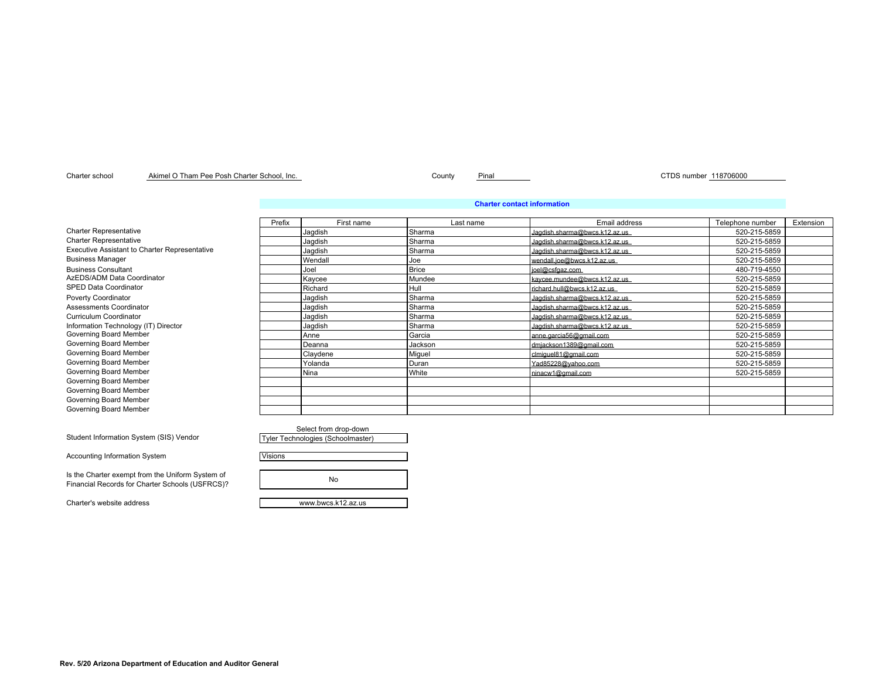Charter school Akimel O Tham Pee Posh Charter School, Inc. County Pinal CTDS number 118706000

**Charter contact information**

| | Prefix | First name | Last name | Email address | Telephone number | Extension |
|---|---|---|---|---|---|---|
| Charter Representative | | Jagdish | Sharma | Jagdish.sharma@bwcs.k12.az.us | 520-215-5859 | |
| Charter Representative | | Jagdish | Sharma | Jagdish.sharma@bwcs.k12.az.us | 520-215-5859 | |
| Executive Assistant to Charter Representative | | Jagdish | Sharma | Jagdish.sharma@bwcs.k12.az.us | 520-215-5859 | |
| Business Manager | | Wendall | Joe | wendall.joe@bwcs.k12.az.us | 520-215-5859 | |
| Business Consultant | | Joel | Brice | joel@csfgaz.com | 480-719-4550 | |
| AzEDS/ADM Data Coordinator | | Kaycee | Mundee | kaycee.mundee@bwcs.k12.az.us | 520-215-5859 | |
| SPED Data Coordinator | | Richard | Hull | richard.hull@bwcs.k12.az.us | 520-215-5859 | |
| Poverty Coordinator | | Jagdish | Sharma | Jagdish.sharma@bwcs.k12.az.us | 520-215-5859 | |
| Assessments Coordinator | | Jagdish | Sharma | Jagdish.sharma@bwcs.k12.az.us | 520-215-5859 | |
| Curriculum Coordinator | | Jagdish | Sharma | Jagdish.sharma@bwcs.k12.az.us | 520-215-5859 | |
| Information Technology (IT) Director | | Jagdish | Sharma | Jagdish.sharma@bwcs.k12.az.us | 520-215-5859 | |
| Governing Board Member | | Anne | Garcia | anne.garcia56@gmail.com | 520-215-5859 | |
| Governing Board Member | | Deanna | Jackson | dmjackson1389@gmail.com | 520-215-5859 | |
| Governing Board Member | | Claydene | Miguel | clmiguel81@gmail.com | 520-215-5859 | |
| Governing Board Member | | Yolanda | Duran | Yad85228@yahoo.com | 520-215-5859 | |
| Governing Board Member | | Nina | White | ninacw1@gmail.com | 520-215-5859 | |
| Governing Board Member | | | | | | |
| Governing Board Member | | | | | | |
| Governing Board Member | | | | | | |
| Governing Board Member | | | | | | |

Select from drop-down

Student Information System (SIS) Vendor: Tyler Technologies (Schoolmaster)

Accounting Information System: Visions

Is the Charter exempt from the Uniform System of Financial Records for Charter Schools (USFRCS)? No

Charter's website address: www.bwcs.k12.az.us

**Rev. 5/20 Arizona Department of Education and Auditor General**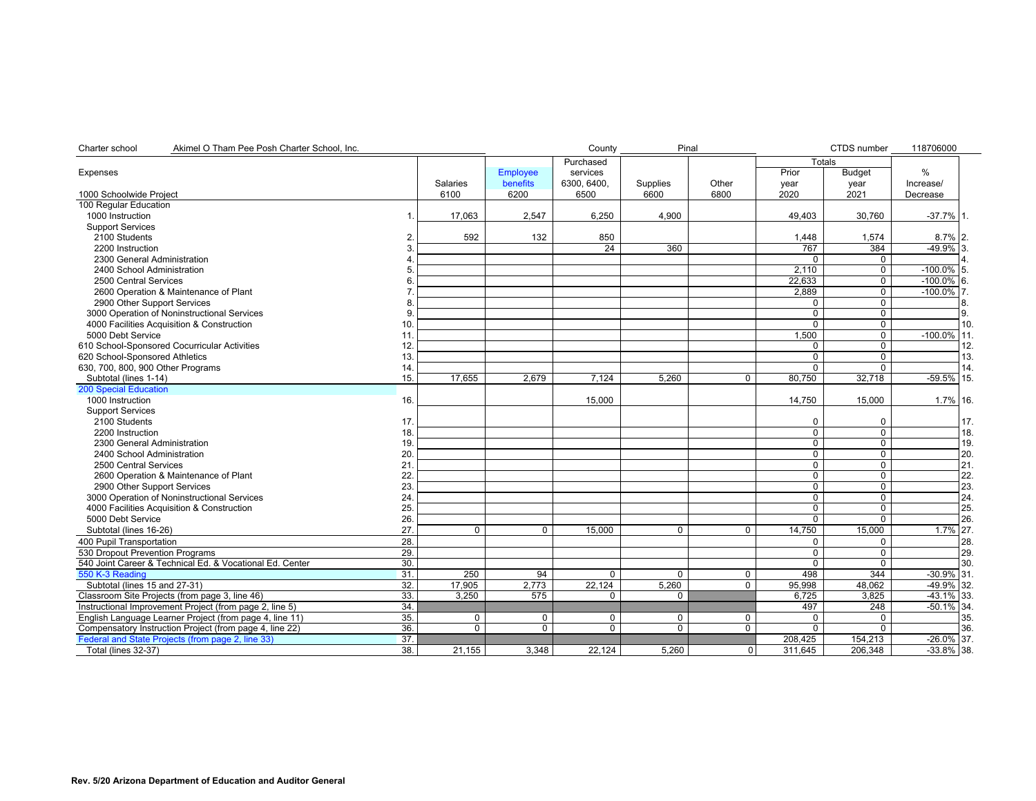| Charter school | Akimel O Tham Pee Posh Charter School, Inc. | | | County | Pinal | | | CTDS number | 118706000 | |
|---|---|---|---|---|---|---|---|---|---|---|
| | | | | | | | Totals | | | |
| Expenses | | | Employee | Purchased services | | | Prior | Budget | % | |
| | | Salaries | benefits | 6300, 6400, | Supplies | Other | year | year | Increase/ | |
| 1000 Schoolwide Project | | 6100 | 6200 | 6500 | 6600 | 6800 | 2020 | 2021 | Decrease | |
| 100 Regular Education | | | | | | | | | | |
| 1000 Instruction | 1. | 17,063 | 2,547 | 6,250 | 4,900 | | 49,403 | 30,760 | -37.7% | 1. |
| Support Services | | | | | | | | | | |
| 2100 Students | 2. | 592 | 132 | 850 | | | 1,448 | 1,574 | 8.7% | 2. |
| 2200 Instruction | 3. | | | 24 | 360 | | 767 | 384 | -49.9% | 3. |
| 2300 General Administration | 4. | | | | | | 0 | 0 | | 4. |
| 2400 School Administration | 5. | | | | | | 2,110 | 0 | -100.0% | 5. |
| 2500 Central Services | 6. | | | | | | 22,633 | 0 | -100.0% | 6. |
| 2600 Operation & Maintenance of Plant | 7. | | | | | | 2,889 | 0 | -100.0% | 7. |
| 2900 Other Support Services | 8. | | | | | | 0 | 0 | | 8. |
| 3000 Operation of Noninstructional Services | 9. | | | | | | 0 | 0 | | 9. |
| 4000 Facilities Acquisition & Construction | 10. | | | | | | 0 | 0 | | 10. |
| 5000 Debt Service | 11. | | | | | | 1,500 | 0 | -100.0% | 11. |
| 610 School-Sponsored Cocurricular Activities | 12. | | | | | | 0 | 0 | | 12. |
| 620 School-Sponsored Athletics | 13. | | | | | | 0 | 0 | | 13. |
| 630, 700, 800, 900 Other Programs | 14. | | | | | | 0 | 0 | | 14. |
| Subtotal (lines 1-14) | 15. | 17,655 | 2,679 | 7,124 | 5,260 | 0 | 80,750 | 32,718 | -59.5% | 15. |
| 200 Special Education | | | | | | | | | | |
| 1000 Instruction | 16. | | | 15,000 | | | 14,750 | 15,000 | 1.7% | 16. |
| Support Services | | | | | | | | | | |
| 2100 Students | 17. | | | | | | 0 | 0 | | 17. |
| 2200 Instruction | 18. | | | | | | 0 | 0 | | 18. |
| 2300 General Administration | 19. | | | | | | 0 | 0 | | 19. |
| 2400 School Administration | 20. | | | | | | 0 | 0 | | 20. |
| 2500 Central Services | 21. | | | | | | 0 | 0 | | 21. |
| 2600 Operation & Maintenance of Plant | 22. | | | | | | 0 | 0 | | 22. |
| 2900 Other Support Services | 23. | | | | | | 0 | 0 | | 23. |
| 3000 Operation of Noninstructional Services | 24. | | | | | | 0 | 0 | | 24. |
| 4000 Facilities Acquisition & Construction | 25. | | | | | | 0 | 0 | | 25. |
| 5000 Debt Service | 26. | | | | | | 0 | 0 | | 26. |
| Subtotal (lines 16-26) | 27. | 0 | 0 | 15,000 | 0 | 0 | 14,750 | 15,000 | 1.7% | 27. |
| 400 Pupil Transportation | 28. | | | | | | 0 | 0 | | 28. |
| 530 Dropout Prevention Programs | 29. | | | | | | 0 | 0 | | 29. |
| 540 Joint Career & Technical Ed. & Vocational Ed. Center | 30. | | | | | | 0 | 0 | | 30. |
| 550 K-3 Reading | 31. | 250 | 94 | 0 | 0 | 0 | 498 | 344 | -30.9% | 31. |
| Subtotal (lines 15 and 27-31) | 32. | 17,905 | 2,773 | 22,124 | 5,260 | 0 | 95,998 | 48,062 | -49.9% | 32. |
| Classroom Site Projects (from page 3, line 46) | 33. | 3,250 | 575 | 0 | 0 | | 6,725 | 3,825 | -43.1% | 33. |
| Instructional Improvement Project (from page 2, line 5) | 34. | | | | | | 497 | 248 | -50.1% | 34. |
| English Language Learner Project (from page 4, line 11) | 35. | 0 | 0 | 0 | 0 | 0 | 0 | 0 | | 35. |
| Compensatory Instruction Project (from page 4, line 22) | 36. | 0 | 0 | 0 | 0 | 0 | 0 | 0 | | 36. |
| Federal and State Projects (from page 2, line 33) | 37. | | | | | | 208,425 | 154,213 | -26.0% | 37. |
| Total (lines 32-37) | 38. | 21,155 | 3,348 | 22,124 | 5,260 | 0 | 311,645 | 206,348 | -33.8% | 38. |

Rev. 5/20 Arizona Department of Education and Auditor General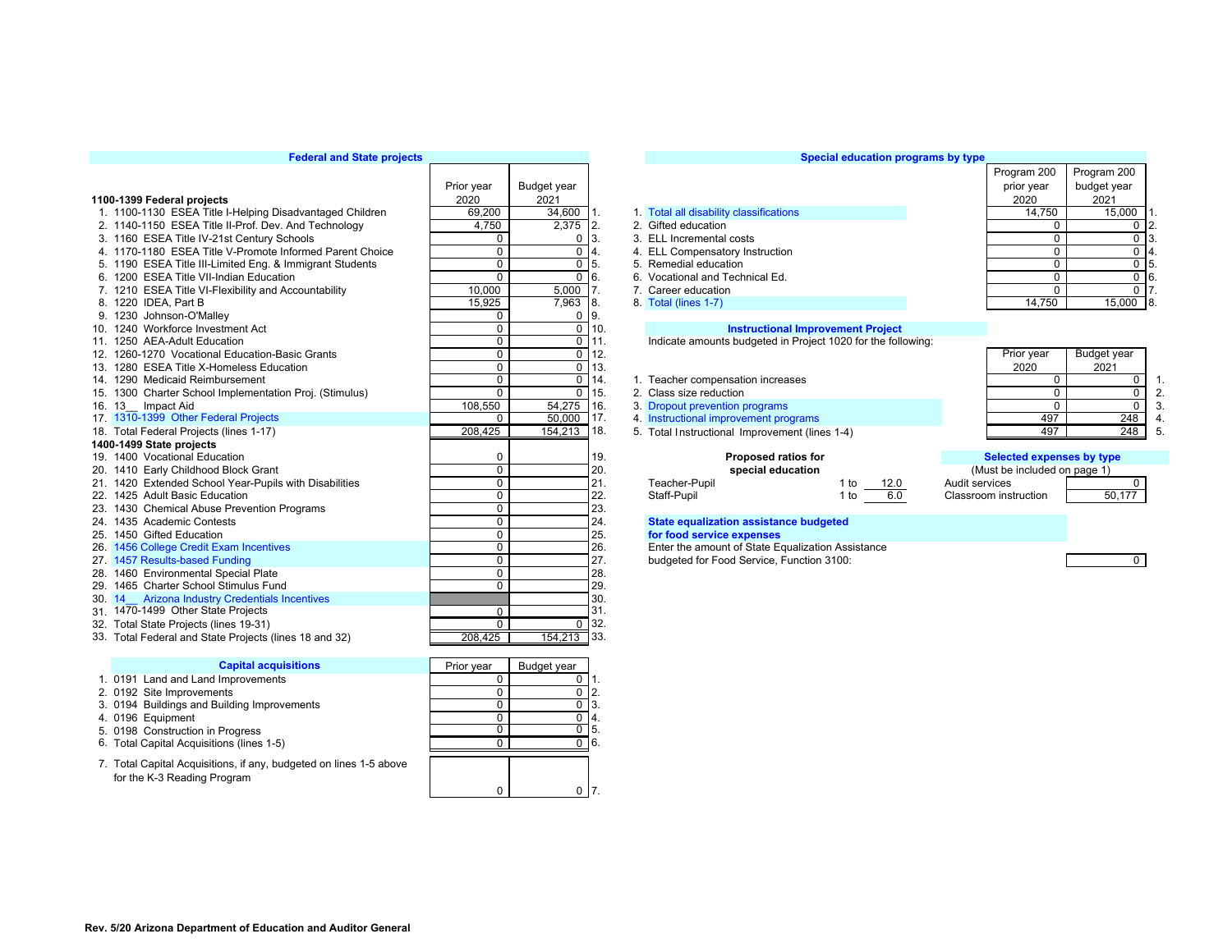## Federal and State projects

| 1100-1399 Federal projects | Prior year 2020 | Budget year 2021 | |
|---|---|---|---|
| 1. 1100-1130 ESEA Title I-Helping Disadvantaged Children | 69,200 | 34,600 | 1. |
| 2. 1140-1150 ESEA Title II-Prof. Dev. And Technology | 4,750 | 2,375 | 2. |
| 3. 1160 ESEA Title IV-21st Century Schools | 0 | 0 | 3. |
| 4. 1170-1180 ESEA Title V-Promote Informed Parent Choice | 0 | 0 | 4. |
| 5. 1190 ESEA Title III-Limited Eng. & Immigrant Students | 0 | 0 | 5. |
| 6. 1200 ESEA Title VII-Indian Education | 0 | 0 | 6. |
| 7. 1210 ESEA Title VI-Flexibility and Accountability | 10,000 | 5,000 | 7. |
| 8. 1220 IDEA, Part B | 15,925 | 7,963 | 8. |
| 9. 1230 Johnson-O'Malley | 0 | 0 | 9. |
| 10. 1240 Workforce Investment Act | 0 | 0 | 10. |
| 11. 1250 AEA-Adult Education | 0 | 0 | 11. |
| 12. 1260-1270 Vocational Education-Basic Grants | 0 | 0 | 12. |
| 13. 1280 ESEA Title X-Homeless Education | 0 | 0 | 13. |
| 14. 1290 Medicaid Reimbursement | 0 | 0 | 14. |
| 15. 1300 Charter School Implementation Proj. (Stimulus) | 0 | 0 | 15. |
| 16. 13__ Impact Aid | 108,550 | 54,275 | 16. |
| 17. 1310-1399 Other Federal Projects | 0 | 50,000 | 17. |
| 18. Total Federal Projects (lines 1-17) | 208,425 | 154,213 | 18. |
| **1400-1499 State projects** | | | |
| 19. 1400 Vocational Education | 0 | | 19. |
| 20. 1410 Early Childhood Block Grant | 0 | | 20. |
| 21. 1420 Extended School Year-Pupils with Disabilities | 0 | | 21. |
| 22. 1425 Adult Basic Education | 0 | | 22. |
| 23. 1430 Chemical Abuse Prevention Programs | 0 | | 23. |
| 24. 1435 Academic Contests | 0 | | 24. |
| 25. 1450 Gifted Education | 0 | | 25. |
| 26. 1456 College Credit Exam Incentives | 0 | | 26. |
| 27. 1457 Results-based Funding | 0 | | 27. |
| 28. 1460 Environmental Special Plate | 0 | | 28. |
| 29. 1465 Charter School Stimulus Fund | 0 | | 29. |
| 30. 14__ Arizona Industry Credentials Incentives | | | 30. |
| 31. 1470-1499 Other State Projects | 0 | | 31. |
| 32. Total State Projects (lines 19-31) | 0 | 0 | 32. |
| 33. Total Federal and State Projects (lines 18 and 32) | 208,425 | 154,213 | 33. |

## Capital acquisitions

| | Prior year | Budget year | |
|---|---|---|---|
| 1. 0191 Land and Land Improvements | 0 | 0 | 1. |
| 2. 0192 Site Improvements | 0 | 0 | 2. |
| 3. 0194 Buildings and Building Improvements | 0 | 0 | 3. |
| 4. 0196 Equipment | 0 | 0 | 4. |
| 5. 0198 Construction in Progress | 0 | 0 | 5. |
| 6. Total Capital Acquisitions (lines 1-5) | 0 | 0 | 6. |
| 7. Total Capital Acquisitions, if any, budgeted on lines 1-5 above for the K-3 Reading Program | 0 | 0 | 7. |

## Special education programs by type

| | Program 200 prior year 2020 | Program 200 budget year 2021 | |
|---|---|---|---|
| 1. Total all disability classifications | 14,750 | 15,000 | 1. |
| 2. Gifted education | 0 | 0 | 2. |
| 3. ELL Incremental costs | 0 | 0 | 3. |
| 4. ELL Compensatory Instruction | 0 | 0 | 4. |
| 5. Remedial education | 0 | 0 | 5. |
| 6. Vocational and Technical Ed. | 0 | 0 | 6. |
| 7. Career education | 0 | 0 | 7. |
| 8. Total (lines 1-7) | 14,750 | 15,000 | 8. |

## Instructional Improvement Project

Indicate amounts budgeted in Project 1020 for the following:

| | Prior year 2020 | Budget year 2021 | |
|---|---|---|---|
| 1. Teacher compensation increases | 0 | 0 | 1. |
| 2. Class size reduction | 0 | 0 | 2. |
| 3. Dropout prevention programs | 0 | 0 | 3. |
| 4. Instructional improvement programs | 497 | 248 | 4. |
| 5. Total Instructional Improvement (lines 1-4) | 497 | 248 | 5. |

**Proposed ratios for special education**

| | | |
|---|---|---|
| Teacher-Pupil | 1 to | 12.0 |
| Staff-Pupil | 1 to | 6.0 |

**Selected expenses by type**
(Must be included on page 1)

| | |
|---|---|
| Audit services | 0 |
| Classroom instruction | 50,177 |

**State equalization assistance budgeted for food service expenses**

Enter the amount of State Equalization Assistance budgeted for Food Service, Function 3100: 0

Rev. 5/20 Arizona Department of Education and Auditor General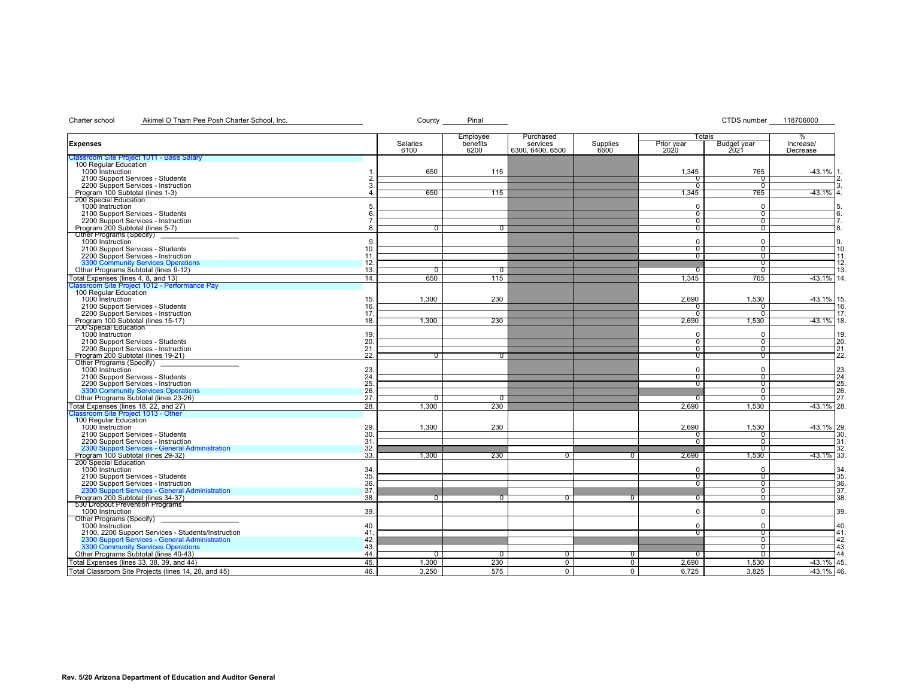Charter school Akimel O Tham Pee Posh Charter School, Inc. County Pinal CTDS number 118706000

| Expenses | | Salaries 6100 | Employee benefits 6200 | Purchased services 6300, 6400, 6500 | Supplies 6600 | Totals Prior year 2020 | Budget year 2021 | % Increase/ Decrease | |
|---|---|---|---|---|---|---|---|---|---|
| **Classroom Site Project 1011 - Base Salary** | | | | | | | | | |
| 100 Regular Education | | | | | | | | | |
| 1000 Instruction | 1. | 650 | 115 | | | 1,345 | 765 | -43.1% | 1. |
| 2100 Support Services - Students | 2. | | | | | 0 | 0 | | 2. |
| 2200 Support Services - Instruction | 3. | | | | | 0 | 0 | | 3. |
| Program 100 Subtotal (lines 1-3) | 4. | 650 | 115 | | | 1,345 | 765 | -43.1% | 4. |
| 200 Special Education | | | | | | | | | |
| 1000 Instruction | 5. | | | | | 0 | 0 | | 5. |
| 2100 Support Services - Students | 6. | | | | | 0 | 0 | | 6. |
| 2200 Support Services - Instruction | 7. | | | | | 0 | 0 | | 7. |
| Program 200 Subtotal (lines 5-7) | 8. | 0 | 0 | | | 0 | 0 | | 8. |
| Other Programs (Specify) ___ | | | | | | | | | |
| 1000 Instruction | 9. | | | | | 0 | 0 | | 9. |
| 2100 Support Services - Students | 10. | | | | | 0 | 0 | | 10. |
| 2200 Support Services - Instruction | 11. | | | | | 0 | 0 | | 11. |
| 3300 Community Services Operations | 12. | | | | | | 0 | | 12. |
| Other Programs Subtotal (lines 9-12) | 13. | 0 | 0 | | | 0 | 0 | | 13. |
| Total Expenses (lines 4, 8, and 13) | 14. | 650 | 115 | | | 1,345 | 765 | -43.1% | 14. |
| **Classroom Site Project 1012 - Performance Pay** | | | | | | | | | |
| 100 Regular Education | | | | | | | | | |
| 1000 Instruction | 15. | 1,300 | 230 | | | 2,690 | 1,530 | -43.1% | 15. |
| 2100 Support Services - Students | 16. | | | | | 0 | 0 | | 16. |
| 2200 Support Services - Instruction | 17. | | | | | 0 | 0 | | 17. |
| Program 100 Subtotal (lines 15-17) | 18. | 1,300 | 230 | | | 2,690 | 1,530 | -43.1% | 18. |
| 200 Special Education | | | | | | | | | |
| 1000 Instruction | 19. | | | | | 0 | 0 | | 19. |
| 2100 Support Services - Students | 20. | | | | | 0 | 0 | | 20. |
| 2200 Support Services - Instruction | 21. | | | | | 0 | 0 | | 21. |
| Program 200 Subtotal (lines 19-21) | 22. | 0 | 0 | | | 0 | 0 | | 22. |
| Other Programs (Specify) ___ | | | | | | | | | |
| 1000 Instruction | 23. | | | | | 0 | 0 | | 23. |
| 2100 Support Services - Students | 24. | | | | | 0 | 0 | | 24. |
| 2200 Support Services - Instruction | 25. | | | | | 0 | 0 | | 25. |
| 3300 Community Services Operations | 26. | | | | | | 0 | | 26. |
| Other Programs Subtotal (lines 23-26) | 27. | 0 | 0 | | | 0 | 0 | | 27. |
| Total Expenses (lines 18, 22, and 27) | 28. | 1,300 | 230 | | | 2,690 | 1,530 | -43.1% | 28. |
| **Classroom Site Project 1013 - Other** | | | | | | | | | |
| 100 Regular Education | | | | | | | | | |
| 1000 Instruction | 29. | 1,300 | 230 | | | 2,690 | 1,530 | -43.1% | 29. |
| 2100 Support Services - Students | 30. | | | | | 0 | 0 | | 30. |
| 2200 Support Services - Instruction | 31. | | | | | 0 | 0 | | 31. |
| 2300 Support Services - General Administration | 32. | | | | | | 0 | | 32. |
| Program 100 Subtotal (lines 29-32) | 33. | 1,300 | 230 | 0 | 0 | 2,690 | 1,530 | -43.1% | 33. |
| 200 Special Education | | | | | | | | | |
| 1000 Instruction | 34. | | | | | 0 | 0 | | 34. |
| 2100 Support Services - Students | 35. | | | | | 0 | 0 | | 35. |
| 2200 Support Services - Instruction | 36. | | | | | 0 | 0 | | 36. |
| 2300 Support Services - General Administration | 37. | | | | | | 0 | | 37. |
| Program 200 Subtotal (lines 34-37) | 38. | 0 | 0 | 0 | 0 | 0 | 0 | | 38. |
| 530 Dropout Prevention Programs | | | | | | | | | |
| 1000 Instruction | 39. | | | | | 0 | 0 | | 39. |
| Other Programs (Specify) ___ | | | | | | | | | |
| 1000 Instruction | 40. | | | | | 0 | 0 | | 40. |
| 2100, 2200 Support Services - Students/Instruction | 41. | | | | | 0 | 0 | | 41. |
| 2300 Support Services - General Administration | 42. | | | | | | 0 | | 42. |
| 3300 Community Services Operations | 43. | | | | | | 0 | | 43. |
| Other Programs Subtotal (lines 40-43) | 44. | 0 | 0 | 0 | 0 | 0 | 0 | | 44. |
| Total Expenses (lines 33, 38, 39, and 44) | 45. | 1,300 | 230 | 0 | 0 | 2,690 | 1,530 | -43.1% | 45. |
| Total Classroom Site Projects (lines 14, 28, and 45) | 46. | 3,250 | 575 | 0 | 0 | 6,725 | 3,825 | -43.1% | 46. |

Rev. 5/20 Arizona Department of Education and Auditor General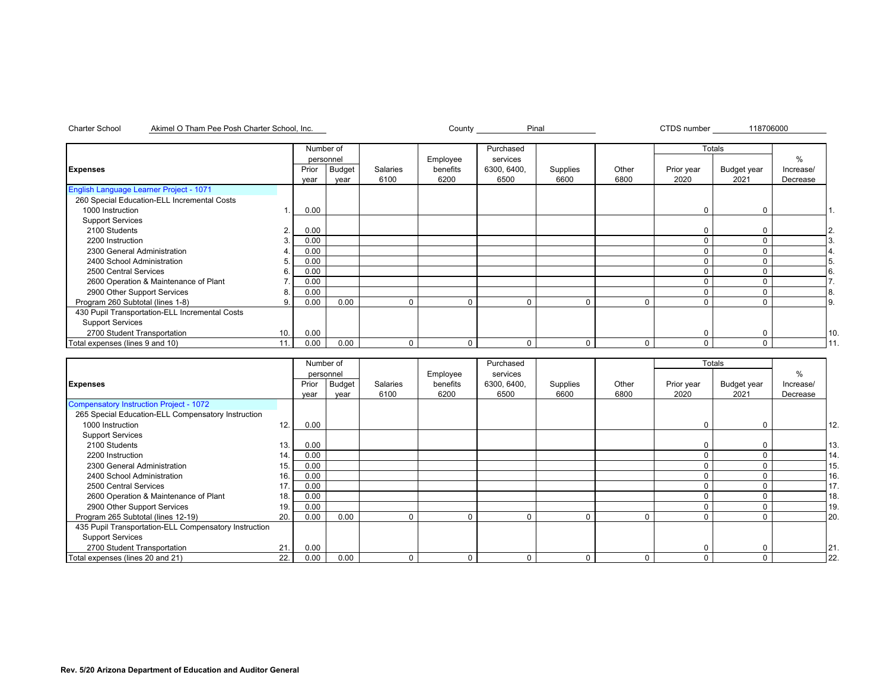Charter School Akimel O Tham Pee Posh Charter School, Inc. County Pinal CTDS number 118706000

| Expenses | | Number of personnel Prior year | Budget year | Salaries 6100 | Employee benefits 6200 | Purchased services 6300, 6400, 6500 | Supplies 6600 | Other 6800 | Totals Prior year 2020 | Budget year 2021 | % Increase/ Decrease | |
|---|---|---|---|---|---|---|---|---|---|---|---|---|
| English Language Learner Project - 1071 | | | | | | | | | | | | |
| 260 Special Education-ELL Incremental Costs | | | | | | | | | | | | |
| 1000 Instruction | 1. | 0.00 | | | | | | | 0 | 0 | | 1. |
| Support Services | | | | | | | | | | | | |
| 2100 Students | 2. | 0.00 | | | | | | | 0 | 0 | | 2. |
| 2200 Instruction | 3. | 0.00 | | | | | | | 0 | 0 | | 3. |
| 2300 General Administration | 4. | 0.00 | | | | | | | 0 | 0 | | 4. |
| 2400 School Administration | 5. | 0.00 | | | | | | | 0 | 0 | | 5. |
| 2500 Central Services | 6. | 0.00 | | | | | | | 0 | 0 | | 6. |
| 2600 Operation & Maintenance of Plant | 7. | 0.00 | | | | | | | 0 | 0 | | 7. |
| 2900 Other Support Services | 8. | 0.00 | | | | | | | 0 | 0 | | 8. |
| Program 260 Subtotal (lines 1-8) | 9. | 0.00 | 0.00 | 0 | 0 | 0 | 0 | 0 | 0 | 0 | | 9. |
| 430 Pupil Transportation-ELL Incremental Costs | | | | | | | | | | | | |
| Support Services | | | | | | | | | | | | |
| 2700 Student Transportation | 10. | 0.00 | | | | | | | 0 | 0 | | 10. |
| Total expenses (lines 9 and 10) | 11. | 0.00 | 0.00 | 0 | 0 | 0 | 0 | 0 | 0 | 0 | | 11. |

| Expenses | | Number of personnel Prior year | Budget year | Salaries 6100 | Employee benefits 6200 | Purchased services 6300, 6400, 6500 | Supplies 6600 | Other 6800 | Totals Prior year 2020 | Budget year 2021 | % Increase/ Decrease | |
|---|---|---|---|---|---|---|---|---|---|---|---|---|
| Compensatory Instruction Project - 1072 | | | | | | | | | | | | |
| 265 Special Education-ELL Compensatory Instruction | | | | | | | | | | | | |
| 1000 Instruction | 12. | 0.00 | | | | | | | 0 | 0 | | 12. |
| Support Services | | | | | | | | | | | | |
| 2100 Students | 13. | 0.00 | | | | | | | 0 | 0 | | 13. |
| 2200 Instruction | 14. | 0.00 | | | | | | | 0 | 0 | | 14. |
| 2300 General Administration | 15. | 0.00 | | | | | | | 0 | 0 | | 15. |
| 2400 School Administration | 16. | 0.00 | | | | | | | 0 | 0 | | 16. |
| 2500 Central Services | 17. | 0.00 | | | | | | | 0 | 0 | | 17. |
| 2600 Operation & Maintenance of Plant | 18. | 0.00 | | | | | | | 0 | 0 | | 18. |
| 2900 Other Support Services | 19. | 0.00 | | | | | | | 0 | 0 | | 19. |
| Program 265 Subtotal (lines 12-19) | 20. | 0.00 | 0.00 | 0 | 0 | 0 | 0 | 0 | 0 | 0 | | 20. |
| 435 Pupil Transportation-ELL Compensatory Instruction | | | | | | | | | | | | |
| Support Services | | | | | | | | | | | | |
| 2700 Student Transportation | 21. | 0.00 | | | | | | | 0 | 0 | | 21. |
| Total expenses (lines 20 and 21) | 22. | 0.00 | 0.00 | 0 | 0 | 0 | 0 | 0 | 0 | 0 | | 22. |

**Rev. 5/20 Arizona Department of Education and Auditor General**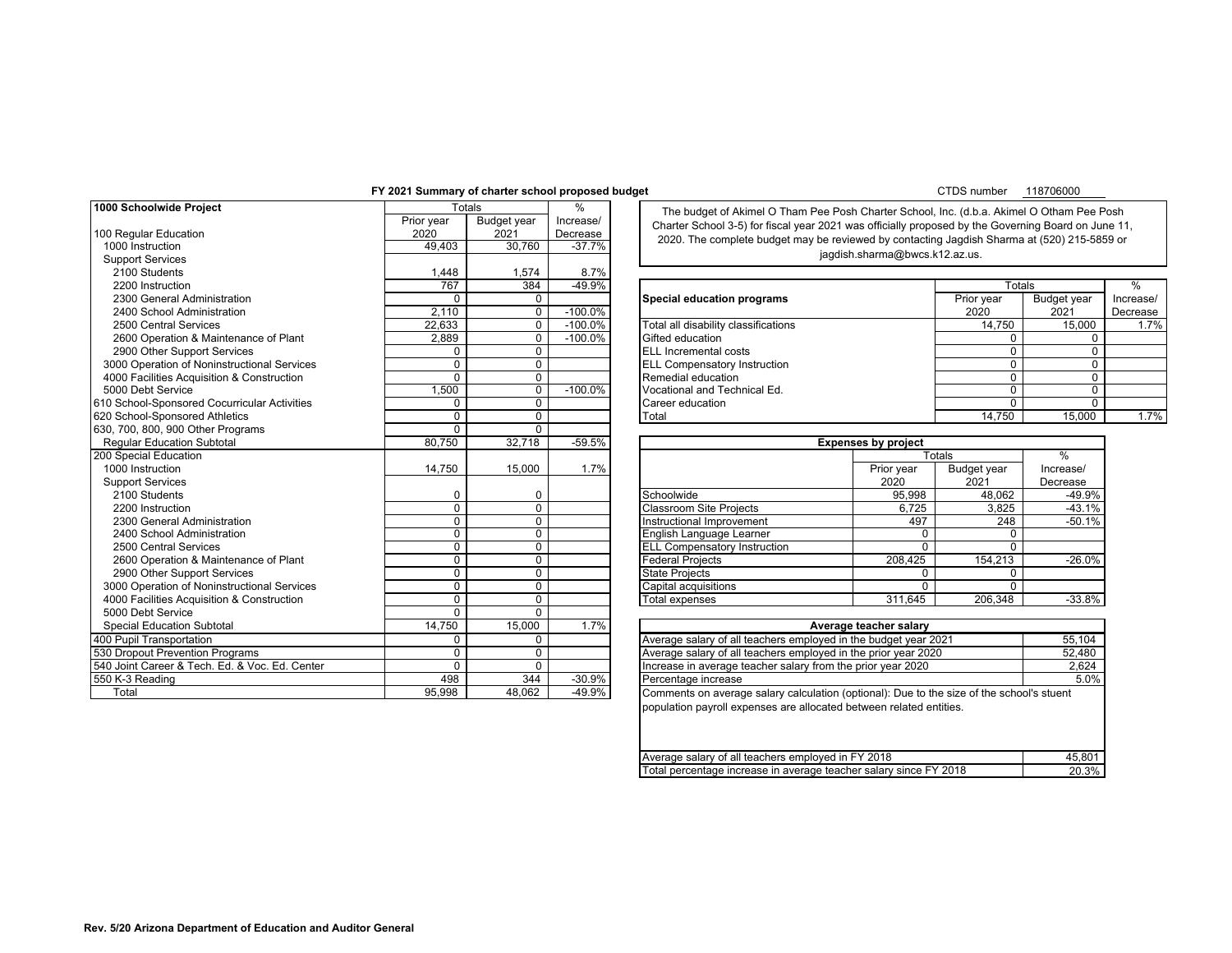## FY 2021 Summary of charter school proposed budget

CTDS number 118706000

| 1000 Schoolwide Project | Totals | | % |
|---|---|---|---|
| | Prior year 2020 | Budget year 2021 | Increase/ Decrease |
| 100 Regular Education | | | |
| 1000 Instruction | 49,403 | 30,760 | -37.7% |
| Support Services | | | |
| 2100 Students | 1,448 | 1,574 | 8.7% |
| 2200 Instruction | 767 | 384 | -49.9% |
| 2300 General Administration | 0 | 0 | |
| 2400 School Administration | 2,110 | 0 | -100.0% |
| 2500 Central Services | 22,633 | 0 | -100.0% |
| 2600 Operation & Maintenance of Plant | 2,889 | 0 | -100.0% |
| 2900 Other Support Services | 0 | 0 | |
| 3000 Operation of Noninstructional Services | 0 | 0 | |
| 4000 Facilities Acquisition & Construction | 0 | 0 | |
| 5000 Debt Service | 1,500 | 0 | -100.0% |
| 610 School-Sponsored Cocurricular Activities | 0 | 0 | |
| 620 School-Sponsored Athletics | 0 | 0 | |
| 630, 700, 800, 900 Other Programs | 0 | 0 | |
| Regular Education Subtotal | 80,750 | 32,718 | -59.5% |
| 200 Special Education | | | |
| 1000 Instruction | 14,750 | 15,000 | 1.7% |
| Support Services | | | |
| 2100 Students | 0 | 0 | |
| 2200 Instruction | 0 | 0 | |
| 2300 General Administration | 0 | 0 | |
| 2400 School Administration | 0 | 0 | |
| 2500 Central Services | 0 | 0 | |
| 2600 Operation & Maintenance of Plant | 0 | 0 | |
| 2900 Other Support Services | 0 | 0 | |
| 3000 Operation of Noninstructional Services | 0 | 0 | |
| 4000 Facilities Acquisition & Construction | 0 | 0 | |
| 5000 Debt Service | 0 | 0 | |
| Special Education Subtotal | 14,750 | 15,000 | 1.7% |
| 400 Pupil Transportation | 0 | 0 | |
| 530 Dropout Prevention Programs | 0 | 0 | |
| 540 Joint Career & Tech. Ed. & Voc. Ed. Center | 0 | 0 | |
| 550 K-3 Reading | 498 | 344 | -30.9% |
| Total | 95,998 | 48,062 | -49.9% |

The budget of Akimel O Tham Pee Posh Charter School, Inc. (d.b.a. Akimel O Otham Pee Posh Charter School 3-5) for fiscal year 2021 was officially proposed by the Governing Board on June 11, 2020. The complete budget may be reviewed by contacting Jagdish Sharma at (520) 215-5859 or jagdish.sharma@bwcs.k12.az.us.

| Special education programs | Totals | | % |
|---|---|---|---|
| | Prior year 2020 | Budget year 2021 | Increase/ Decrease |
| Total all disability classifications | 14,750 | 15,000 | 1.7% |
| Gifted education | 0 | 0 | |
| ELL Incremental costs | 0 | 0 | |
| ELL Compensatory Instruction | 0 | 0 | |
| Remedial education | 0 | 0 | |
| Vocational and Technical Ed. | 0 | 0 | |
| Career education | 0 | 0 | |
| Total | 14,750 | 15,000 | 1.7% |

| Expenses by project | Totals | | % |
|---|---|---|---|
| | Prior year 2020 | Budget year 2021 | Increase/ Decrease |
| Schoolwide | 95,998 | 48,062 | -49.9% |
| Classroom Site Projects | 6,725 | 3,825 | -43.1% |
| Instructional Improvement | 497 | 248 | -50.1% |
| English Language Learner | 0 | 0 | |
| ELL Compensatory Instruction | 0 | 0 | |
| Federal Projects | 208,425 | 154,213 | -26.0% |
| State Projects | 0 | 0 | |
| Capital acquisitions | 0 | 0 | |
| Total expenses | 311,645 | 206,348 | -33.8% |

| Average teacher salary | |
|---|---|
| Average salary of all teachers employed in the budget year 2021 | 55,104 |
| Average salary of all teachers employed in the prior year 2020 | 52,480 |
| Increase in average teacher salary from the prior year 2020 | 2,624 |
| Percentage increase | 5.0% |
| Comments on average salary calculation (optional): Due to the size of the school's stuent population payroll expenses are allocated between related entities. | |
| Average salary of all teachers employed in FY 2018 | 45,801 |
| Total percentage increase in average teacher salary since FY 2018 | 20.3% |

Rev. 5/20 Arizona Department of Education and Auditor General